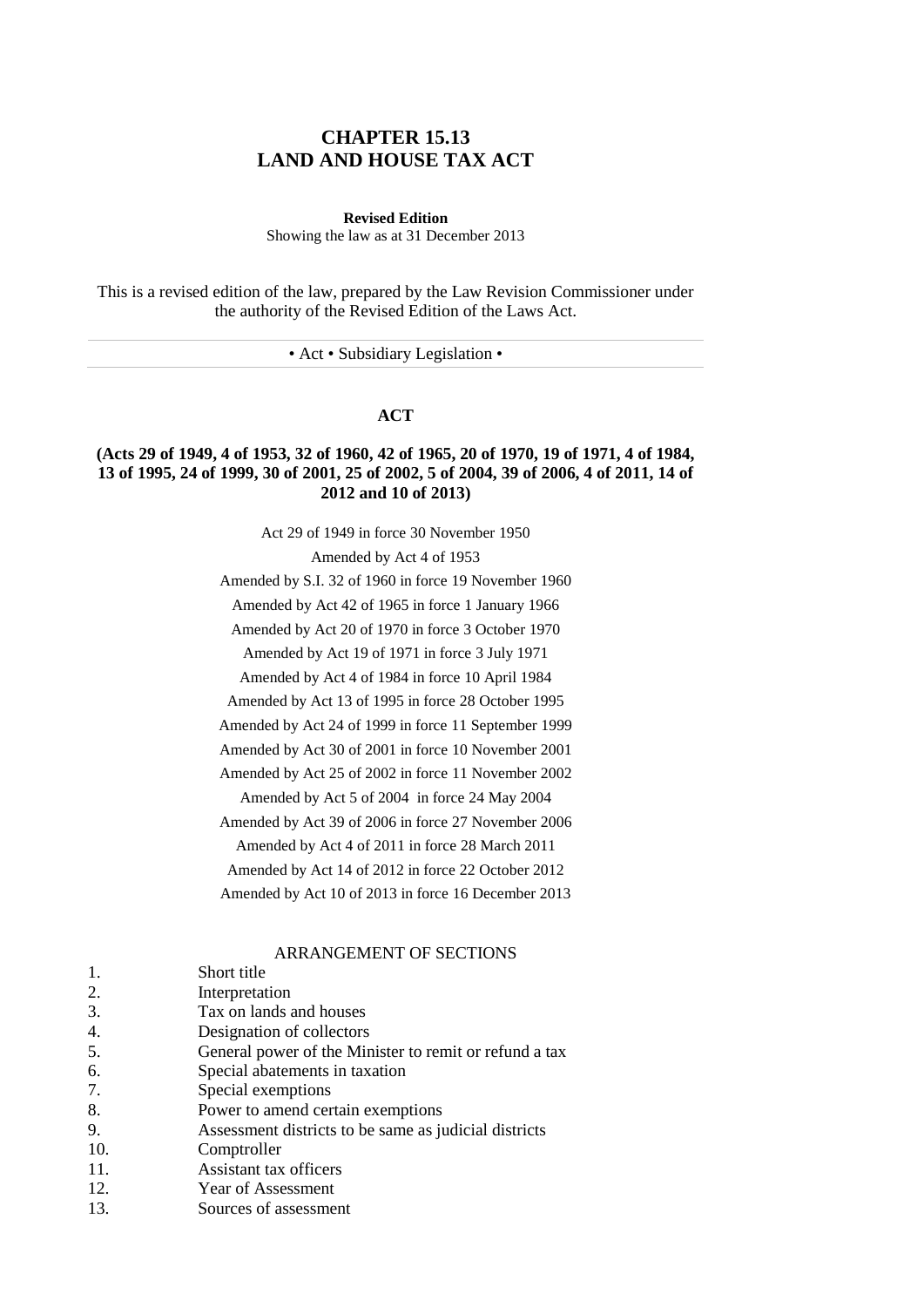# CHAPTER 15.13
# LAND AND HOUSE TAX ACT

**Revised Edition**

Showing the law as at 31 December 2013

This is a revised edition of the law, prepared by the Law Revision Commissioner under the authority of the Revised Edition of the Laws Act.

• Act • Subsidiary Legislation •

## ACT

**(Acts 29 of 1949, 4 of 1953, 32 of 1960, 42 of 1965, 20 of 1970, 19 of 1971, 4 of 1984, 13 of 1995, 24 of 1999, 30 of 2001, 25 of 2002, 5 of 2004, 39 of 2006, 4 of 2011, 14 of 2012 and 10 of 2013)**

Act 29 of 1949 in force 30 November 1950

Amended by Act 4 of 1953

Amended by S.I. 32 of 1960 in force 19 November 1960

Amended by Act 42 of 1965 in force 1 January 1966

Amended by Act 20 of 1970 in force 3 October 1970

Amended by Act 19 of 1971 in force 3 July 1971

Amended by Act 4 of 1984 in force 10 April 1984

Amended by Act 13 of 1995 in force 28 October 1995

Amended by Act 24 of 1999 in force 11 September 1999

Amended by Act 30 of 2001 in force 10 November 2001

Amended by Act 25 of 2002 in force 11 November 2002

Amended by Act 5 of 2004 in force 24 May 2004

Amended by Act 39 of 2006 in force 27 November 2006

Amended by Act 4 of 2011 in force 28 March 2011

Amended by Act 14 of 2012 in force 22 October 2012

Amended by Act 10 of 2013 in force 16 December 2013

ARRANGEMENT OF SECTIONS

1. Short title
2. Interpretation
3. Tax on lands and houses
4. Designation of collectors
5. General power of the Minister to remit or refund a tax
6. Special abatements in taxation
7. Special exemptions
8. Power to amend certain exemptions
9. Assessment districts to be same as judicial districts
10. Comptroller
11. Assistant tax officers
12. Year of Assessment
13. Sources of assessment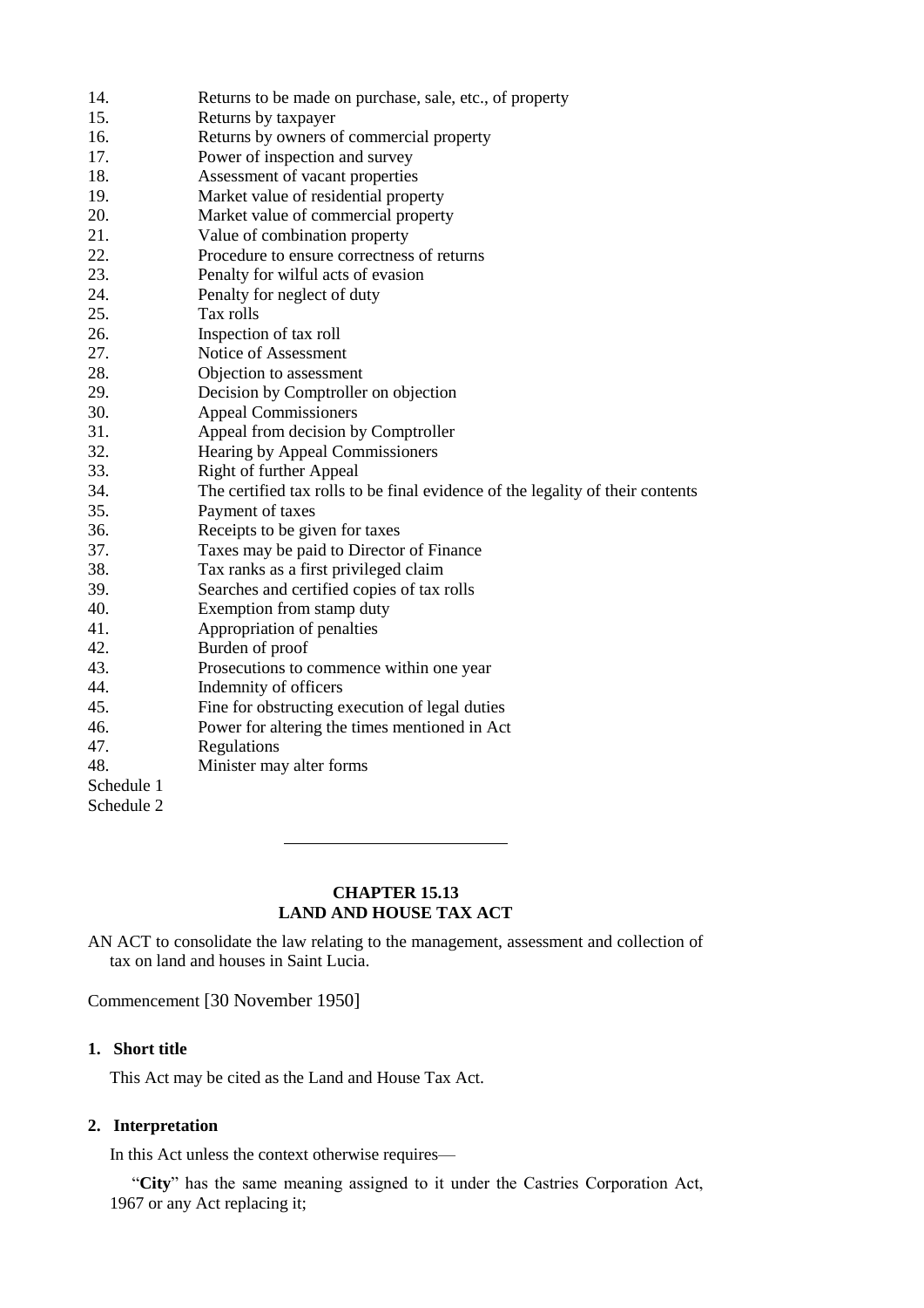14. Returns to be made on purchase, sale, etc., of property
15. Returns by taxpayer
16. Returns by owners of commercial property
17. Power of inspection and survey
18. Assessment of vacant properties
19. Market value of residential property
20. Market value of commercial property
21. Value of combination property
22. Procedure to ensure correctness of returns
23. Penalty for wilful acts of evasion
24. Penalty for neglect of duty
25. Tax rolls
26. Inspection of tax roll
27. Notice of Assessment
28. Objection to assessment
29. Decision by Comptroller on objection
30. Appeal Commissioners
31. Appeal from decision by Comptroller
32. Hearing by Appeal Commissioners
33. Right of further Appeal
34. The certified tax rolls to be final evidence of the legality of their contents
35. Payment of taxes
36. Receipts to be given for taxes
37. Taxes may be paid to Director of Finance
38. Tax ranks as a first privileged claim
39. Searches and certified copies of tax rolls
40. Exemption from stamp duty
41. Appropriation of penalties
42. Burden of proof
43. Prosecutions to commence within one year
44. Indemnity of officers
45. Fine for obstructing execution of legal duties
46. Power for altering the times mentioned in Act
47. Regulations
48. Minister may alter forms

Schedule 1

Schedule 2

---

## CHAPTER 15.13
## LAND AND HOUSE TAX ACT

AN ACT to consolidate the law relating to the management, assessment and collection of tax on land and houses in Saint Lucia.

Commencement [30 November 1950]

### 1. Short title

This Act may be cited as the Land and House Tax Act.

### 2. Interpretation

In this Act unless the context otherwise requires—

"**City**" has the same meaning assigned to it under the Castries Corporation Act, 1967 or any Act replacing it;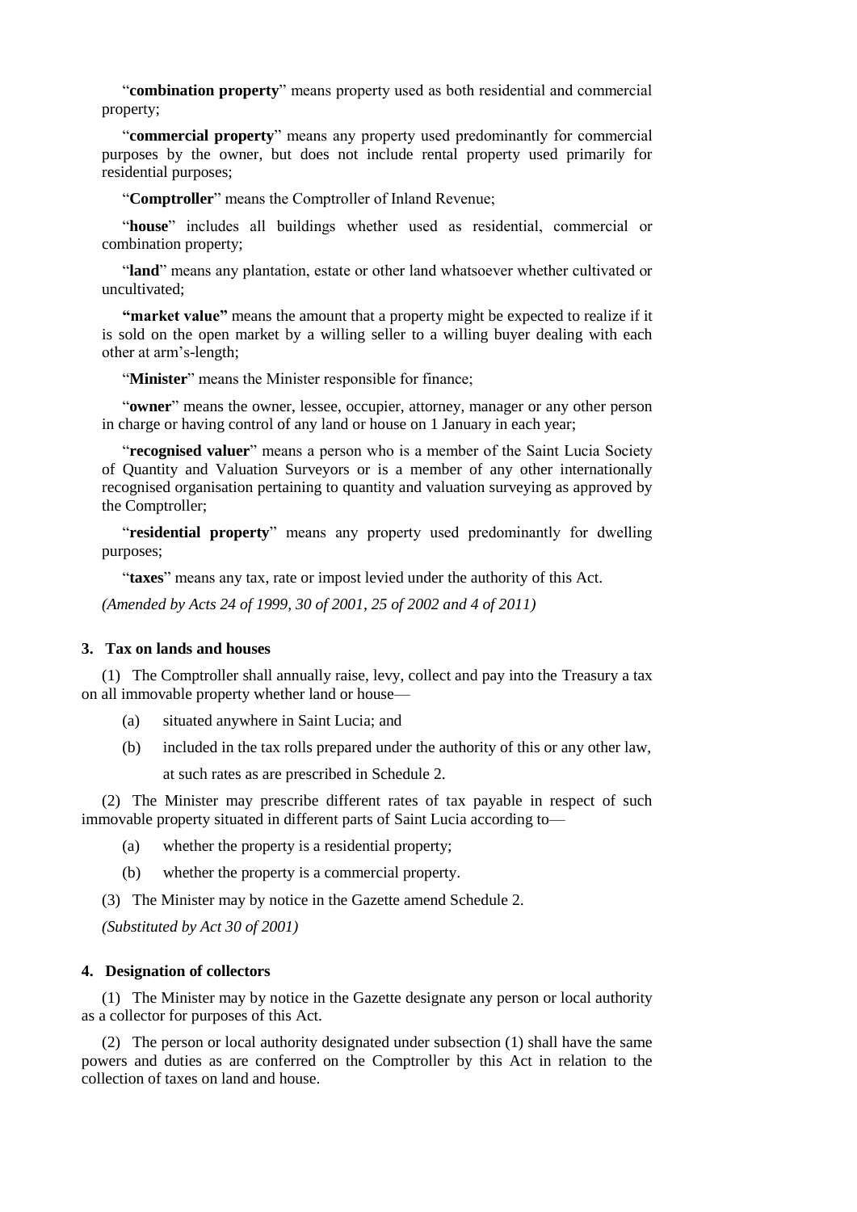"**combination property**" means property used as both residential and commercial property;

"**commercial property**" means any property used predominantly for commercial purposes by the owner, but does not include rental property used primarily for residential purposes;

"**Comptroller**" means the Comptroller of Inland Revenue;

"**house**" includes all buildings whether used as residential, commercial or combination property;

"**land**" means any plantation, estate or other land whatsoever whether cultivated or uncultivated;

**"market value"** means the amount that a property might be expected to realize if it is sold on the open market by a willing seller to a willing buyer dealing with each other at arm's-length;

"**Minister**" means the Minister responsible for finance;

"**owner**" means the owner, lessee, occupier, attorney, manager or any other person in charge or having control of any land or house on 1 January in each year;

"**recognised valuer**" means a person who is a member of the Saint Lucia Society of Quantity and Valuation Surveyors or is a member of any other internationally recognised organisation pertaining to quantity and valuation surveying as approved by the Comptroller;

"**residential property**" means any property used predominantly for dwelling purposes;

"**taxes**" means any tax, rate or impost levied under the authority of this Act.

*(Amended by Acts 24 of 1999, 30 of 2001, 25 of 2002 and 4 of 2011)*

### 3. Tax on lands and houses

(1) The Comptroller shall annually raise, levy, collect and pay into the Treasury a tax on all immovable property whether land or house—

(a) situated anywhere in Saint Lucia; and

(b) included in the tax rolls prepared under the authority of this or any other law,

at such rates as are prescribed in Schedule 2.

(2) The Minister may prescribe different rates of tax payable in respect of such immovable property situated in different parts of Saint Lucia according to—

(a) whether the property is a residential property;

(b) whether the property is a commercial property.

(3) The Minister may by notice in the Gazette amend Schedule 2.

*(Substituted by Act 30 of 2001)*

### 4. Designation of collectors

(1) The Minister may by notice in the Gazette designate any person or local authority as a collector for purposes of this Act.

(2) The person or local authority designated under subsection (1) shall have the same powers and duties as are conferred on the Comptroller by this Act in relation to the collection of taxes on land and house.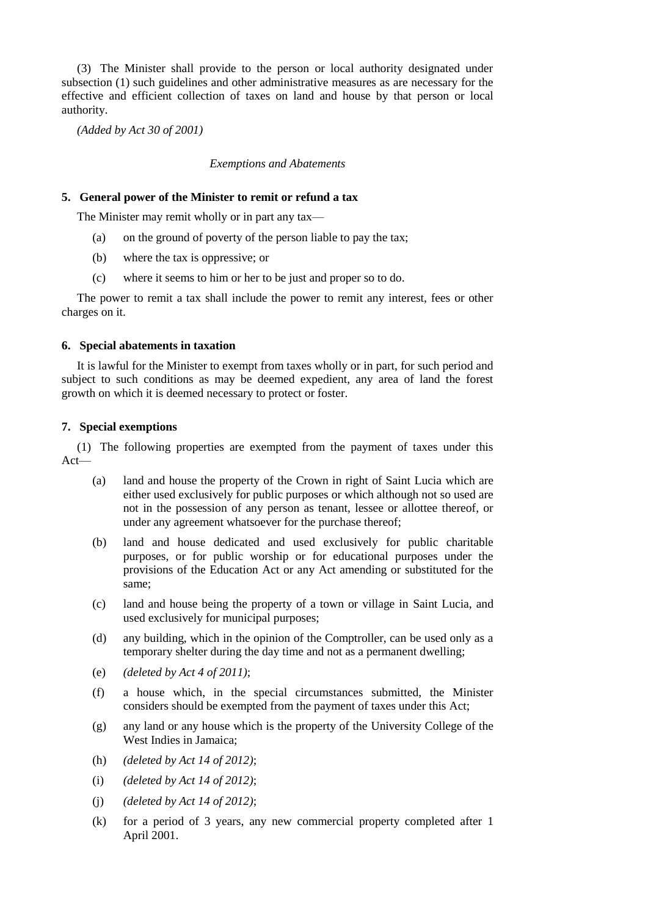(3) The Minister shall provide to the person or local authority designated under subsection (1) such guidelines and other administrative measures as are necessary for the effective and efficient collection of taxes on land and house by that person or local authority.

*(Added by Act 30 of 2001)*

*Exemptions and Abatements*

**5. General power of the Minister to remit or refund a tax**

The Minister may remit wholly or in part any tax—

(a) on the ground of poverty of the person liable to pay the tax;

(b) where the tax is oppressive; or

(c) where it seems to him or her to be just and proper so to do.

The power to remit a tax shall include the power to remit any interest, fees or other charges on it.

**6. Special abatements in taxation**

It is lawful for the Minister to exempt from taxes wholly or in part, for such period and subject to such conditions as may be deemed expedient, any area of land the forest growth on which it is deemed necessary to protect or foster.

**7. Special exemptions**

(1) The following properties are exempted from the payment of taxes under this Act—

(a) land and house the property of the Crown in right of Saint Lucia which are either used exclusively for public purposes or which although not so used are not in the possession of any person as tenant, lessee or allottee thereof, or under any agreement whatsoever for the purchase thereof;

(b) land and house dedicated and used exclusively for public charitable purposes, or for public worship or for educational purposes under the provisions of the Education Act or any Act amending or substituted for the same;

(c) land and house being the property of a town or village in Saint Lucia, and used exclusively for municipal purposes;

(d) any building, which in the opinion of the Comptroller, can be used only as a temporary shelter during the day time and not as a permanent dwelling;

(e) *(deleted by Act 4 of 2011)*;

(f) a house which, in the special circumstances submitted, the Minister considers should be exempted from the payment of taxes under this Act;

(g) any land or any house which is the property of the University College of the West Indies in Jamaica;

(h) *(deleted by Act 14 of 2012)*;

(i) *(deleted by Act 14 of 2012)*;

(j) *(deleted by Act 14 of 2012)*;

(k) for a period of 3 years, any new commercial property completed after 1 April 2001.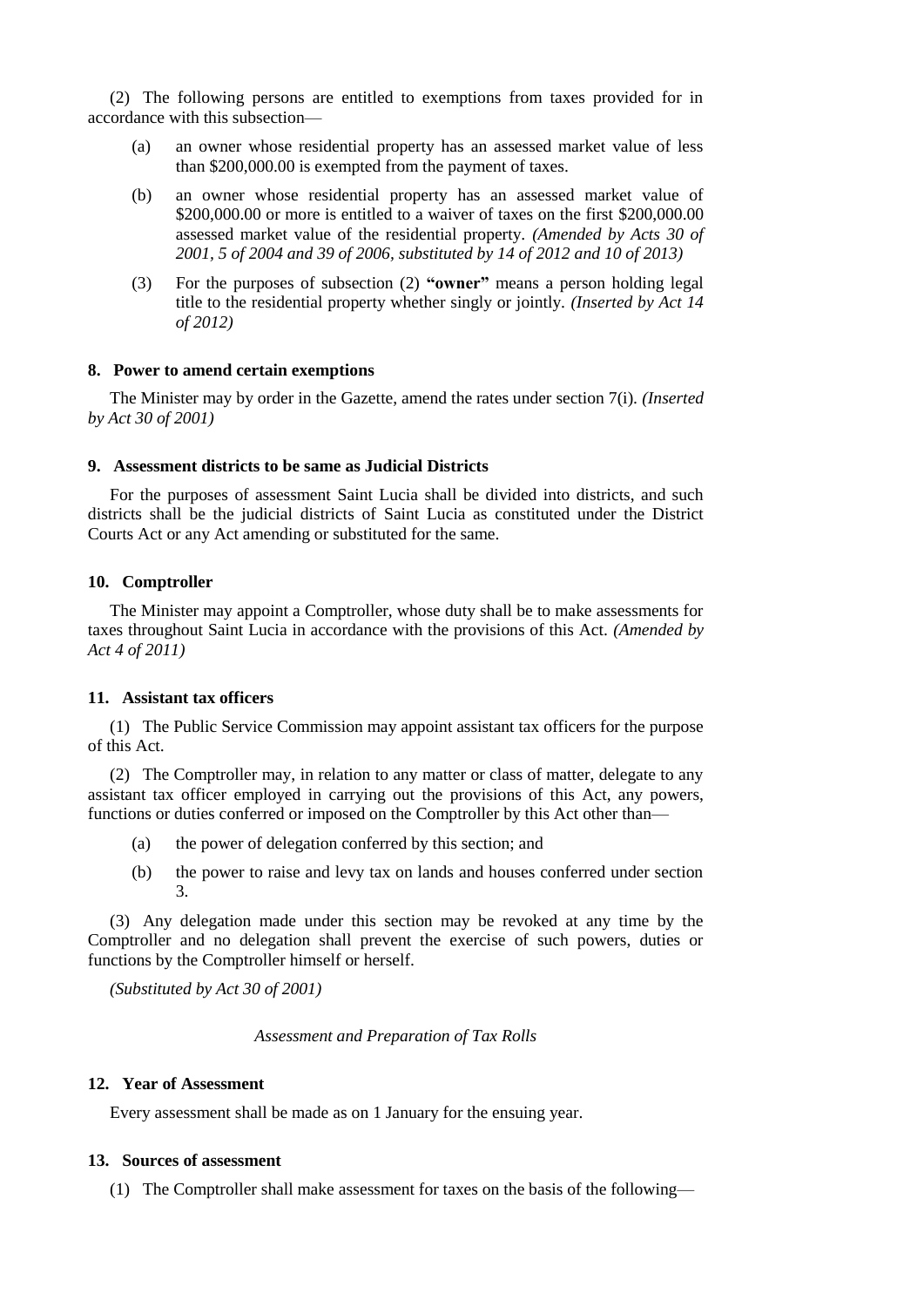(2) The following persons are entitled to exemptions from taxes provided for in accordance with this subsection—

(a) an owner whose residential property has an assessed market value of less than $200,000.00 is exempted from the payment of taxes.

(b) an owner whose residential property has an assessed market value of $200,000.00 or more is entitled to a waiver of taxes on the first $200,000.00 assessed market value of the residential property. *(Amended by Acts 30 of 2001, 5 of 2004 and 39 of 2006, substituted by 14 of 2012 and 10 of 2013)*

(3) For the purposes of subsection (2) **"owner"** means a person holding legal title to the residential property whether singly or jointly. *(Inserted by Act 14 of 2012)*

### 8. Power to amend certain exemptions

The Minister may by order in the Gazette, amend the rates under section 7(i). *(Inserted by Act 30 of 2001)*

### 9. Assessment districts to be same as Judicial Districts

For the purposes of assessment Saint Lucia shall be divided into districts, and such districts shall be the judicial districts of Saint Lucia as constituted under the District Courts Act or any Act amending or substituted for the same.

### 10. Comptroller

The Minister may appoint a Comptroller, whose duty shall be to make assessments for taxes throughout Saint Lucia in accordance with the provisions of this Act. *(Amended by Act 4 of 2011)*

### 11. Assistant tax officers

(1) The Public Service Commission may appoint assistant tax officers for the purpose of this Act.

(2) The Comptroller may, in relation to any matter or class of matter, delegate to any assistant tax officer employed in carrying out the provisions of this Act, any powers, functions or duties conferred or imposed on the Comptroller by this Act other than—

(a) the power of delegation conferred by this section; and

(b) the power to raise and levy tax on lands and houses conferred under section 3.

(3) Any delegation made under this section may be revoked at any time by the Comptroller and no delegation shall prevent the exercise of such powers, duties or functions by the Comptroller himself or herself.

*(Substituted by Act 30 of 2001)*

*Assessment and Preparation of Tax Rolls*

### 12. Year of Assessment

Every assessment shall be made as on 1 January for the ensuing year.

### 13. Sources of assessment

(1) The Comptroller shall make assessment for taxes on the basis of the following—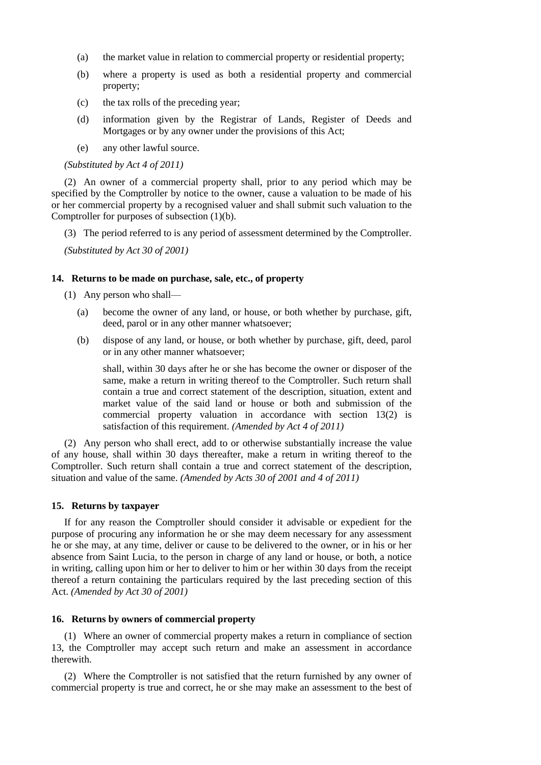(a) the market value in relation to commercial property or residential property;

(b) where a property is used as both a residential property and commercial property;

(c) the tax rolls of the preceding year;

(d) information given by the Registrar of Lands, Register of Deeds and Mortgages or by any owner under the provisions of this Act;

(e) any other lawful source.

*(Substituted by Act 4 of 2011)*

(2) An owner of a commercial property shall, prior to any period which may be specified by the Comptroller by notice to the owner, cause a valuation to be made of his or her commercial property by a recognised valuer and shall submit such valuation to the Comptroller for purposes of subsection (1)(b).

(3) The period referred to is any period of assessment determined by the Comptroller.

*(Substituted by Act 30 of 2001)*

**14. Returns to be made on purchase, sale, etc., of property**

(1) Any person who shall—

(a) become the owner of any land, or house, or both whether by purchase, gift, deed, parol or in any other manner whatsoever;

(b) dispose of any land, or house, or both whether by purchase, gift, deed, parol or in any other manner whatsoever;

shall, within 30 days after he or she has become the owner or disposer of the same, make a return in writing thereof to the Comptroller. Such return shall contain a true and correct statement of the description, situation, extent and market value of the said land or house or both and submission of the commercial property valuation in accordance with section 13(2) is satisfaction of this requirement. *(Amended by Act 4 of 2011)*

(2) Any person who shall erect, add to or otherwise substantially increase the value of any house, shall within 30 days thereafter, make a return in writing thereof to the Comptroller. Such return shall contain a true and correct statement of the description, situation and value of the same. *(Amended by Acts 30 of 2001 and 4 of 2011)*

**15. Returns by taxpayer**

If for any reason the Comptroller should consider it advisable or expedient for the purpose of procuring any information he or she may deem necessary for any assessment he or she may, at any time, deliver or cause to be delivered to the owner, or in his or her absence from Saint Lucia, to the person in charge of any land or house, or both, a notice in writing, calling upon him or her to deliver to him or her within 30 days from the receipt thereof a return containing the particulars required by the last preceding section of this Act. *(Amended by Act 30 of 2001)*

**16. Returns by owners of commercial property**

(1) Where an owner of commercial property makes a return in compliance of section 13, the Comptroller may accept such return and make an assessment in accordance therewith.

(2) Where the Comptroller is not satisfied that the return furnished by any owner of commercial property is true and correct, he or she may make an assessment to the best of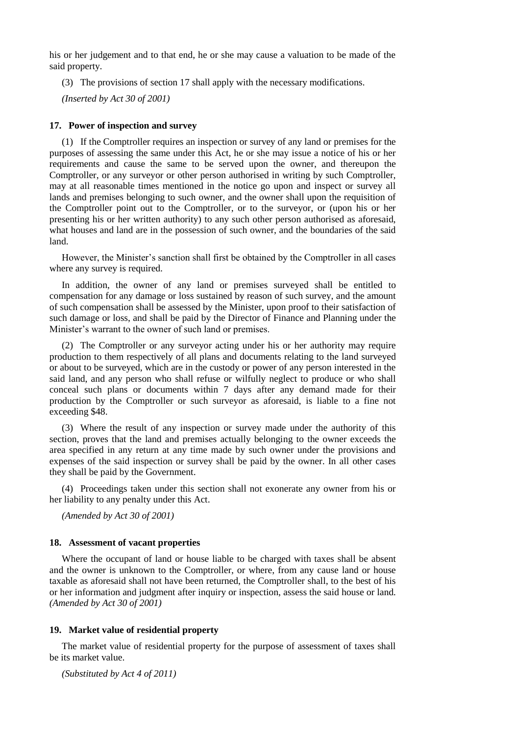his or her judgement and to that end, he or she may cause a valuation to be made of the said property.

(3) The provisions of section 17 shall apply with the necessary modifications.

*(Inserted by Act 30 of 2001)*

**17. Power of inspection and survey**

(1) If the Comptroller requires an inspection or survey of any land or premises for the purposes of assessing the same under this Act, he or she may issue a notice of his or her requirements and cause the same to be served upon the owner, and thereupon the Comptroller, or any surveyor or other person authorised in writing by such Comptroller, may at all reasonable times mentioned in the notice go upon and inspect or survey all lands and premises belonging to such owner, and the owner shall upon the requisition of the Comptroller point out to the Comptroller, or to the surveyor, or (upon his or her presenting his or her written authority) to any such other person authorised as aforesaid, what houses and land are in the possession of such owner, and the boundaries of the said land.

However, the Minister's sanction shall first be obtained by the Comptroller in all cases where any survey is required.

In addition, the owner of any land or premises surveyed shall be entitled to compensation for any damage or loss sustained by reason of such survey, and the amount of such compensation shall be assessed by the Minister, upon proof to their satisfaction of such damage or loss, and shall be paid by the Director of Finance and Planning under the Minister's warrant to the owner of such land or premises.

(2) The Comptroller or any surveyor acting under his or her authority may require production to them respectively of all plans and documents relating to the land surveyed or about to be surveyed, which are in the custody or power of any person interested in the said land, and any person who shall refuse or wilfully neglect to produce or who shall conceal such plans or documents within 7 days after any demand made for their production by the Comptroller or such surveyor as aforesaid, is liable to a fine not exceeding $48.

(3) Where the result of any inspection or survey made under the authority of this section, proves that the land and premises actually belonging to the owner exceeds the area specified in any return at any time made by such owner under the provisions and expenses of the said inspection or survey shall be paid by the owner. In all other cases they shall be paid by the Government.

(4) Proceedings taken under this section shall not exonerate any owner from his or her liability to any penalty under this Act.

*(Amended by Act 30 of 2001)*

**18. Assessment of vacant properties**

Where the occupant of land or house liable to be charged with taxes shall be absent and the owner is unknown to the Comptroller, or where, from any cause land or house taxable as aforesaid shall not have been returned, the Comptroller shall, to the best of his or her information and judgment after inquiry or inspection, assess the said house or land. *(Amended by Act 30 of 2001)*

**19. Market value of residential property**

The market value of residential property for the purpose of assessment of taxes shall be its market value.

*(Substituted by Act 4 of 2011)*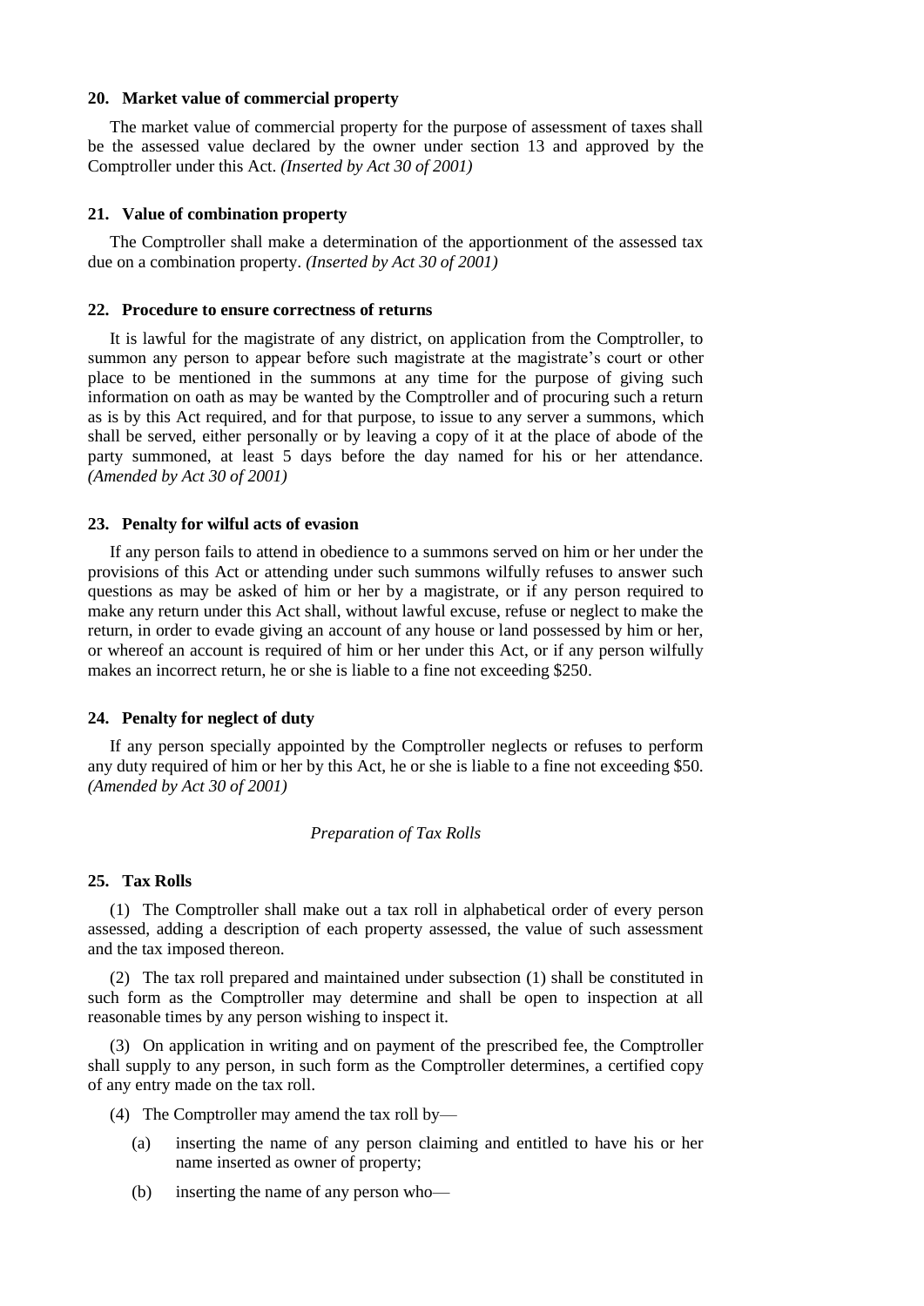### 20. Market value of commercial property

The market value of commercial property for the purpose of assessment of taxes shall be the assessed value declared by the owner under section 13 and approved by the Comptroller under this Act. *(Inserted by Act 30 of 2001)*

### 21. Value of combination property

The Comptroller shall make a determination of the apportionment of the assessed tax due on a combination property. *(Inserted by Act 30 of 2001)*

### 22. Procedure to ensure correctness of returns

It is lawful for the magistrate of any district, on application from the Comptroller, to summon any person to appear before such magistrate at the magistrate's court or other place to be mentioned in the summons at any time for the purpose of giving such information on oath as may be wanted by the Comptroller and of procuring such a return as is by this Act required, and for that purpose, to issue to any server a summons, which shall be served, either personally or by leaving a copy of it at the place of abode of the party summoned, at least 5 days before the day named for his or her attendance. *(Amended by Act 30 of 2001)*

### 23. Penalty for wilful acts of evasion

If any person fails to attend in obedience to a summons served on him or her under the provisions of this Act or attending under such summons wilfully refuses to answer such questions as may be asked of him or her by a magistrate, or if any person required to make any return under this Act shall, without lawful excuse, refuse or neglect to make the return, in order to evade giving an account of any house or land possessed by him or her, or whereof an account is required of him or her under this Act, or if any person wilfully makes an incorrect return, he or she is liable to a fine not exceeding $250.

### 24. Penalty for neglect of duty

If any person specially appointed by the Comptroller neglects or refuses to perform any duty required of him or her by this Act, he or she is liable to a fine not exceeding $50. *(Amended by Act 30 of 2001)*

*Preparation of Tax Rolls*

### 25. Tax Rolls

(1) The Comptroller shall make out a tax roll in alphabetical order of every person assessed, adding a description of each property assessed, the value of such assessment and the tax imposed thereon.

(2) The tax roll prepared and maintained under subsection (1) shall be constituted in such form as the Comptroller may determine and shall be open to inspection at all reasonable times by any person wishing to inspect it.

(3) On application in writing and on payment of the prescribed fee, the Comptroller shall supply to any person, in such form as the Comptroller determines, a certified copy of any entry made on the tax roll.

(4) The Comptroller may amend the tax roll by—

(a) inserting the name of any person claiming and entitled to have his or her name inserted as owner of property;

(b) inserting the name of any person who—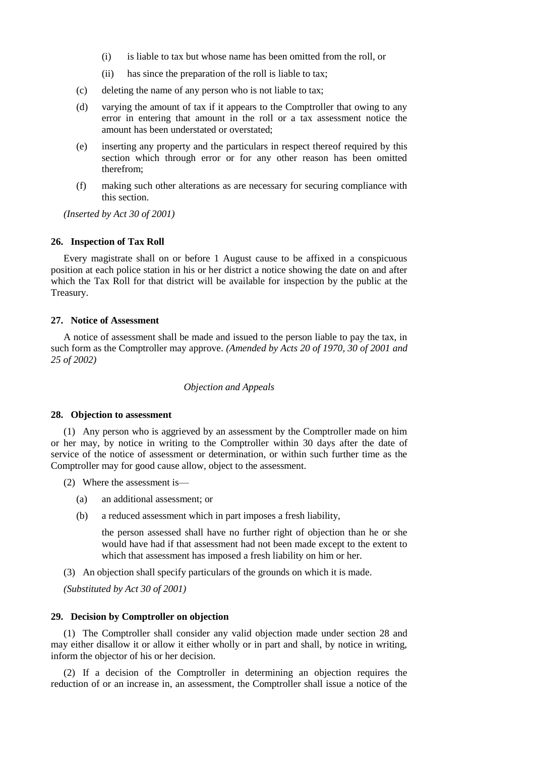(i) is liable to tax but whose name has been omitted from the roll, or

(ii) has since the preparation of the roll is liable to tax;

(c) deleting the name of any person who is not liable to tax;

(d) varying the amount of tax if it appears to the Comptroller that owing to any error in entering that amount in the roll or a tax assessment notice the amount has been understated or overstated;

(e) inserting any property and the particulars in respect thereof required by this section which through error or for any other reason has been omitted therefrom;

(f) making such other alterations as are necessary for securing compliance with this section.

*(Inserted by Act 30 of 2001)*

### 26. Inspection of Tax Roll

Every magistrate shall on or before 1 August cause to be affixed in a conspicuous position at each police station in his or her district a notice showing the date on and after which the Tax Roll for that district will be available for inspection by the public at the Treasury.

### 27. Notice of Assessment

A notice of assessment shall be made and issued to the person liable to pay the tax, in such form as the Comptroller may approve. *(Amended by Acts 20 of 1970, 30 of 2001 and 25 of 2002)*

*Objection and Appeals*

### 28. Objection to assessment

(1) Any person who is aggrieved by an assessment by the Comptroller made on him or her may, by notice in writing to the Comptroller within 30 days after the date of service of the notice of assessment or determination, or within such further time as the Comptroller may for good cause allow, object to the assessment.

(2) Where the assessment is—

(a) an additional assessment; or

(b) a reduced assessment which in part imposes a fresh liability,

the person assessed shall have no further right of objection than he or she would have had if that assessment had not been made except to the extent to which that assessment has imposed a fresh liability on him or her.

(3) An objection shall specify particulars of the grounds on which it is made.

*(Substituted by Act 30 of 2001)*

### 29. Decision by Comptroller on objection

(1) The Comptroller shall consider any valid objection made under section 28 and may either disallow it or allow it either wholly or in part and shall, by notice in writing, inform the objector of his or her decision.

(2) If a decision of the Comptroller in determining an objection requires the reduction of or an increase in, an assessment, the Comptroller shall issue a notice of the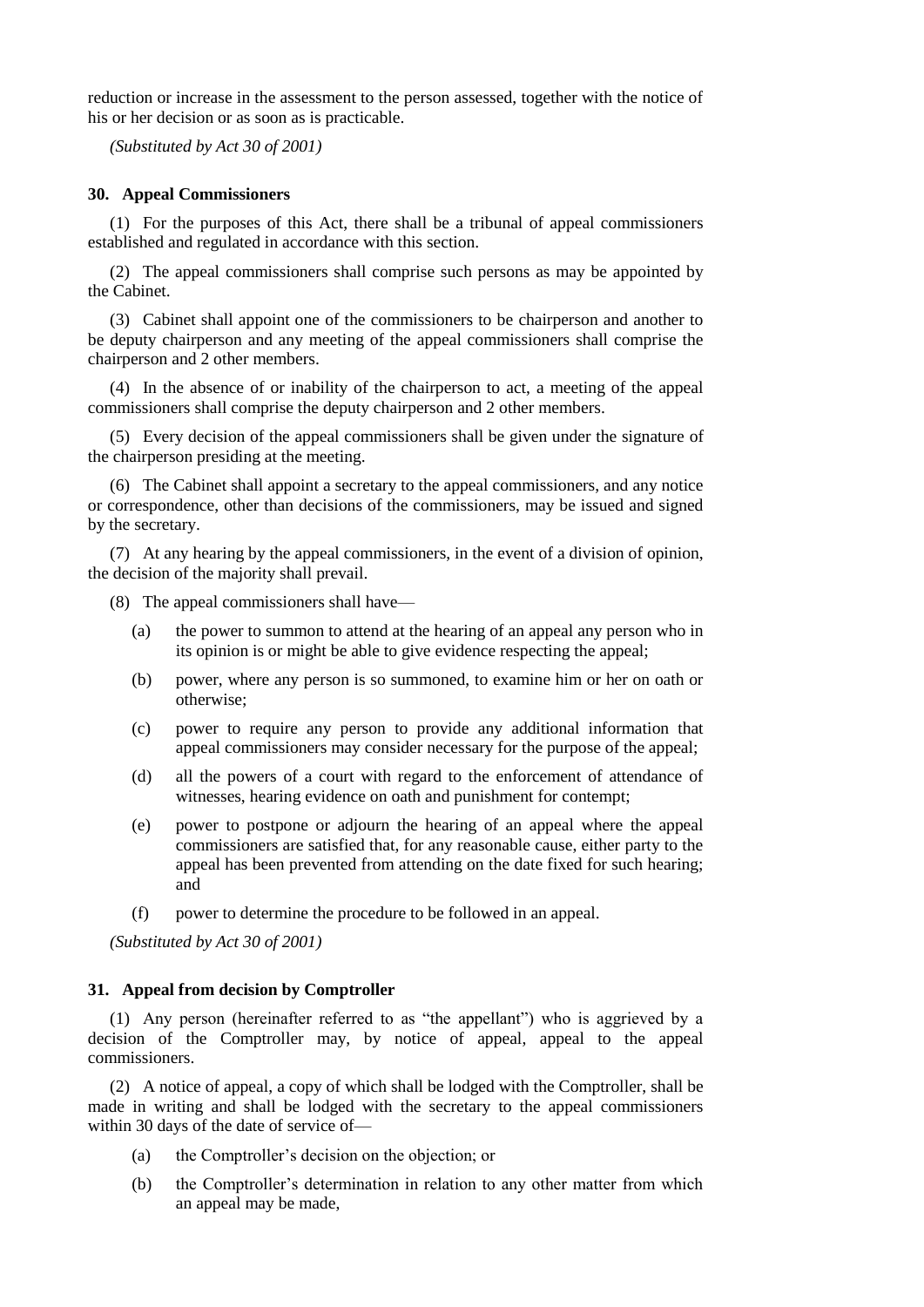reduction or increase in the assessment to the person assessed, together with the notice of his or her decision or as soon as is practicable.

*(Substituted by Act 30 of 2001)*

### 30. Appeal Commissioners

(1) For the purposes of this Act, there shall be a tribunal of appeal commissioners established and regulated in accordance with this section.

(2) The appeal commissioners shall comprise such persons as may be appointed by the Cabinet.

(3) Cabinet shall appoint one of the commissioners to be chairperson and another to be deputy chairperson and any meeting of the appeal commissioners shall comprise the chairperson and 2 other members.

(4) In the absence of or inability of the chairperson to act, a meeting of the appeal commissioners shall comprise the deputy chairperson and 2 other members.

(5) Every decision of the appeal commissioners shall be given under the signature of the chairperson presiding at the meeting.

(6) The Cabinet shall appoint a secretary to the appeal commissioners, and any notice or correspondence, other than decisions of the commissioners, may be issued and signed by the secretary.

(7) At any hearing by the appeal commissioners, in the event of a division of opinion, the decision of the majority shall prevail.

(8) The appeal commissioners shall have—

- (a) the power to summon to attend at the hearing of an appeal any person who in its opinion is or might be able to give evidence respecting the appeal;
- (b) power, where any person is so summoned, to examine him or her on oath or otherwise;
- (c) power to require any person to provide any additional information that appeal commissioners may consider necessary for the purpose of the appeal;
- (d) all the powers of a court with regard to the enforcement of attendance of witnesses, hearing evidence on oath and punishment for contempt;
- (e) power to postpone or adjourn the hearing of an appeal where the appeal commissioners are satisfied that, for any reasonable cause, either party to the appeal has been prevented from attending on the date fixed for such hearing; and
- (f) power to determine the procedure to be followed in an appeal.

*(Substituted by Act 30 of 2001)*

### 31. Appeal from decision by Comptroller

(1) Any person (hereinafter referred to as "the appellant") who is aggrieved by a decision of the Comptroller may, by notice of appeal, appeal to the appeal commissioners.

(2) A notice of appeal, a copy of which shall be lodged with the Comptroller, shall be made in writing and shall be lodged with the secretary to the appeal commissioners within 30 days of the date of service of—

- (a) the Comptroller's decision on the objection; or
- (b) the Comptroller's determination in relation to any other matter from which an appeal may be made,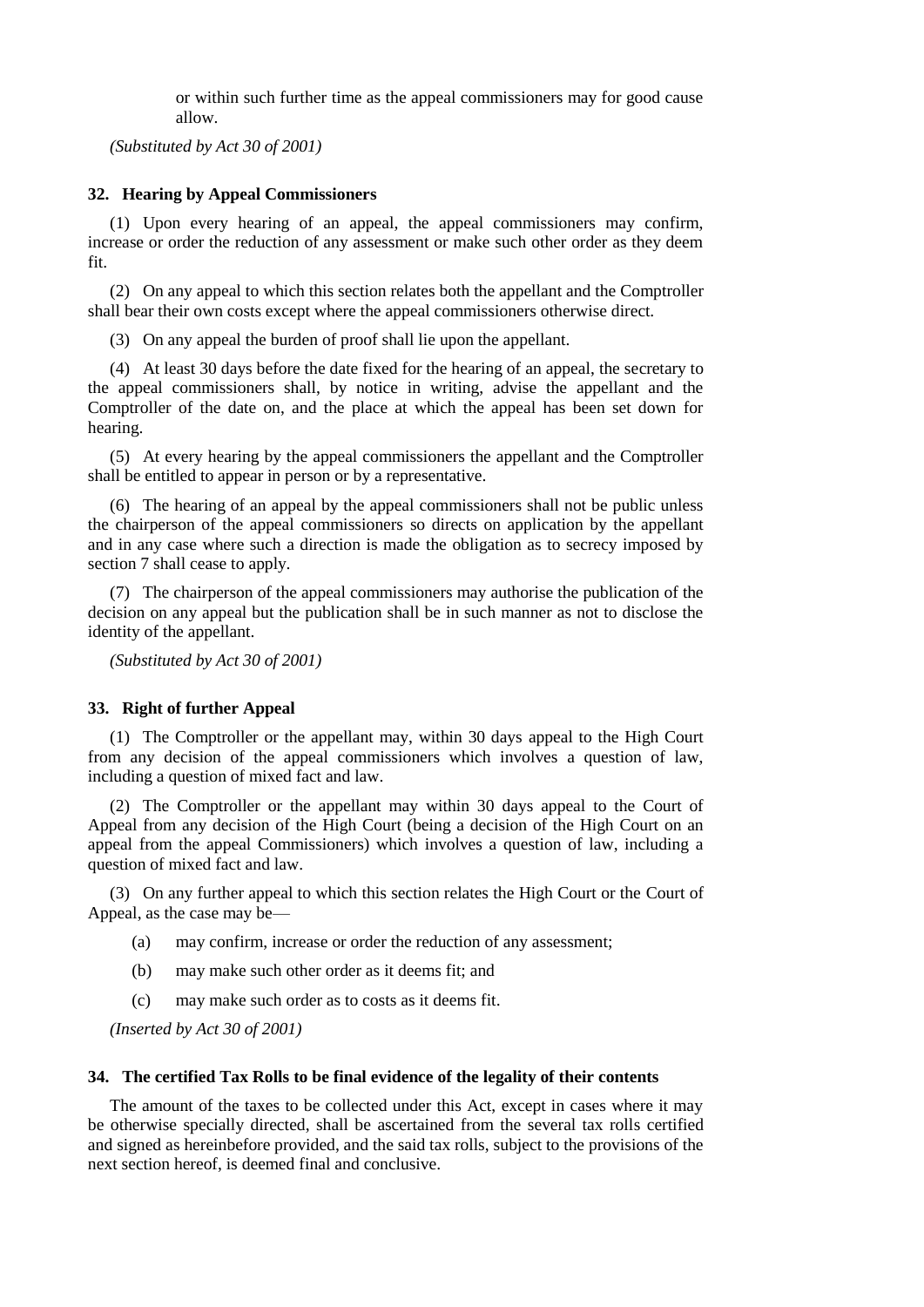or within such further time as the appeal commissioners may for good cause allow.

*(Substituted by Act 30 of 2001)*

### 32. Hearing by Appeal Commissioners

(1) Upon every hearing of an appeal, the appeal commissioners may confirm, increase or order the reduction of any assessment or make such other order as they deem fit.

(2) On any appeal to which this section relates both the appellant and the Comptroller shall bear their own costs except where the appeal commissioners otherwise direct.

(3) On any appeal the burden of proof shall lie upon the appellant.

(4) At least 30 days before the date fixed for the hearing of an appeal, the secretary to the appeal commissioners shall, by notice in writing, advise the appellant and the Comptroller of the date on, and the place at which the appeal has been set down for hearing.

(5) At every hearing by the appeal commissioners the appellant and the Comptroller shall be entitled to appear in person or by a representative.

(6) The hearing of an appeal by the appeal commissioners shall not be public unless the chairperson of the appeal commissioners so directs on application by the appellant and in any case where such a direction is made the obligation as to secrecy imposed by section 7 shall cease to apply.

(7) The chairperson of the appeal commissioners may authorise the publication of the decision on any appeal but the publication shall be in such manner as not to disclose the identity of the appellant.

*(Substituted by Act 30 of 2001)*

### 33. Right of further Appeal

(1) The Comptroller or the appellant may, within 30 days appeal to the High Court from any decision of the appeal commissioners which involves a question of law, including a question of mixed fact and law.

(2) The Comptroller or the appellant may within 30 days appeal to the Court of Appeal from any decision of the High Court (being a decision of the High Court on an appeal from the appeal Commissioners) which involves a question of law, including a question of mixed fact and law.

(3) On any further appeal to which this section relates the High Court or the Court of Appeal, as the case may be—

(a) may confirm, increase or order the reduction of any assessment;

(b) may make such other order as it deems fit; and

(c) may make such order as to costs as it deems fit.

*(Inserted by Act 30 of 2001)*

### 34. The certified Tax Rolls to be final evidence of the legality of their contents

The amount of the taxes to be collected under this Act, except in cases where it may be otherwise specially directed, shall be ascertained from the several tax rolls certified and signed as hereinbefore provided, and the said tax rolls, subject to the provisions of the next section hereof, is deemed final and conclusive.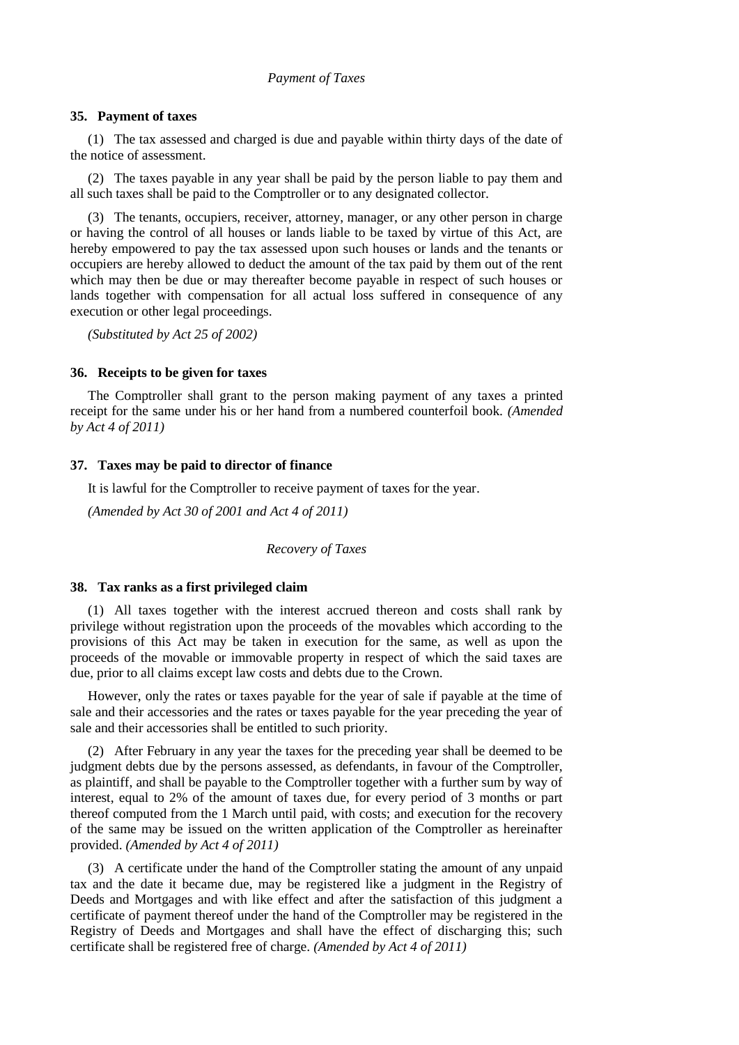*Payment of Taxes*

**35. Payment of taxes**

(1) The tax assessed and charged is due and payable within thirty days of the date of the notice of assessment.

(2) The taxes payable in any year shall be paid by the person liable to pay them and all such taxes shall be paid to the Comptroller or to any designated collector.

(3) The tenants, occupiers, receiver, attorney, manager, or any other person in charge or having the control of all houses or lands liable to be taxed by virtue of this Act, are hereby empowered to pay the tax assessed upon such houses or lands and the tenants or occupiers are hereby allowed to deduct the amount of the tax paid by them out of the rent which may then be due or may thereafter become payable in respect of such houses or lands together with compensation for all actual loss suffered in consequence of any execution or other legal proceedings.

*(Substituted by Act 25 of 2002)*

**36. Receipts to be given for taxes**

The Comptroller shall grant to the person making payment of any taxes a printed receipt for the same under his or her hand from a numbered counterfoil book. *(Amended by Act 4 of 2011)*

**37. Taxes may be paid to director of finance**

It is lawful for the Comptroller to receive payment of taxes for the year.

*(Amended by Act 30 of 2001 and Act 4 of 2011)*

*Recovery of Taxes*

**38. Tax ranks as a first privileged claim**

(1) All taxes together with the interest accrued thereon and costs shall rank by privilege without registration upon the proceeds of the movables which according to the provisions of this Act may be taken in execution for the same, as well as upon the proceeds of the movable or immovable property in respect of which the said taxes are due, prior to all claims except law costs and debts due to the Crown.

However, only the rates or taxes payable for the year of sale if payable at the time of sale and their accessories and the rates or taxes payable for the year preceding the year of sale and their accessories shall be entitled to such priority.

(2) After February in any year the taxes for the preceding year shall be deemed to be judgment debts due by the persons assessed, as defendants, in favour of the Comptroller, as plaintiff, and shall be payable to the Comptroller together with a further sum by way of interest, equal to 2% of the amount of taxes due, for every period of 3 months or part thereof computed from the 1 March until paid, with costs; and execution for the recovery of the same may be issued on the written application of the Comptroller as hereinafter provided. *(Amended by Act 4 of 2011)*

(3) A certificate under the hand of the Comptroller stating the amount of any unpaid tax and the date it became due, may be registered like a judgment in the Registry of Deeds and Mortgages and with like effect and after the satisfaction of this judgment a certificate of payment thereof under the hand of the Comptroller may be registered in the Registry of Deeds and Mortgages and shall have the effect of discharging this; such certificate shall be registered free of charge. *(Amended by Act 4 of 2011)*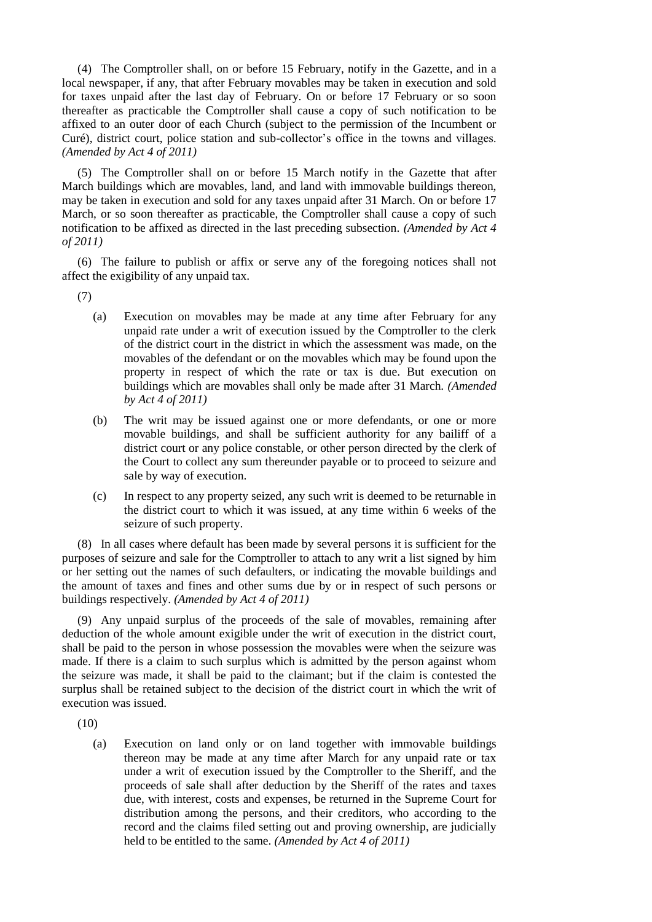(4) The Comptroller shall, on or before 15 February, notify in the Gazette, and in a local newspaper, if any, that after February movables may be taken in execution and sold for taxes unpaid after the last day of February. On or before 17 February or so soon thereafter as practicable the Comptroller shall cause a copy of such notification to be affixed to an outer door of each Church (subject to the permission of the Incumbent or Curé), district court, police station and sub-collector's office in the towns and villages. *(Amended by Act 4 of 2011)*

(5) The Comptroller shall on or before 15 March notify in the Gazette that after March buildings which are movables, land, and land with immovable buildings thereon, may be taken in execution and sold for any taxes unpaid after 31 March. On or before 17 March, or so soon thereafter as practicable, the Comptroller shall cause a copy of such notification to be affixed as directed in the last preceding subsection. *(Amended by Act 4 of 2011)*

(6) The failure to publish or affix or serve any of the foregoing notices shall not affect the exigibility of any unpaid tax.

(7)

(a) Execution on movables may be made at any time after February for any unpaid rate under a writ of execution issued by the Comptroller to the clerk of the district court in the district in which the assessment was made, on the movables of the defendant or on the movables which may be found upon the property in respect of which the rate or tax is due. But execution on buildings which are movables shall only be made after 31 March. *(Amended by Act 4 of 2011)*

(b) The writ may be issued against one or more defendants, or one or more movable buildings, and shall be sufficient authority for any bailiff of a district court or any police constable, or other person directed by the clerk of the Court to collect any sum thereunder payable or to proceed to seizure and sale by way of execution.

(c) In respect to any property seized, any such writ is deemed to be returnable in the district court to which it was issued, at any time within 6 weeks of the seizure of such property.

(8) In all cases where default has been made by several persons it is sufficient for the purposes of seizure and sale for the Comptroller to attach to any writ a list signed by him or her setting out the names of such defaulters, or indicating the movable buildings and the amount of taxes and fines and other sums due by or in respect of such persons or buildings respectively. *(Amended by Act 4 of 2011)*

(9) Any unpaid surplus of the proceeds of the sale of movables, remaining after deduction of the whole amount exigible under the writ of execution in the district court, shall be paid to the person in whose possession the movables were when the seizure was made. If there is a claim to such surplus which is admitted by the person against whom the seizure was made, it shall be paid to the claimant; but if the claim is contested the surplus shall be retained subject to the decision of the district court in which the writ of execution was issued.

(10)

(a) Execution on land only or on land together with immovable buildings thereon may be made at any time after March for any unpaid rate or tax under a writ of execution issued by the Comptroller to the Sheriff, and the proceeds of sale shall after deduction by the Sheriff of the rates and taxes due, with interest, costs and expenses, be returned in the Supreme Court for distribution among the persons, and their creditors, who according to the record and the claims filed setting out and proving ownership, are judicially held to be entitled to the same. *(Amended by Act 4 of 2011)*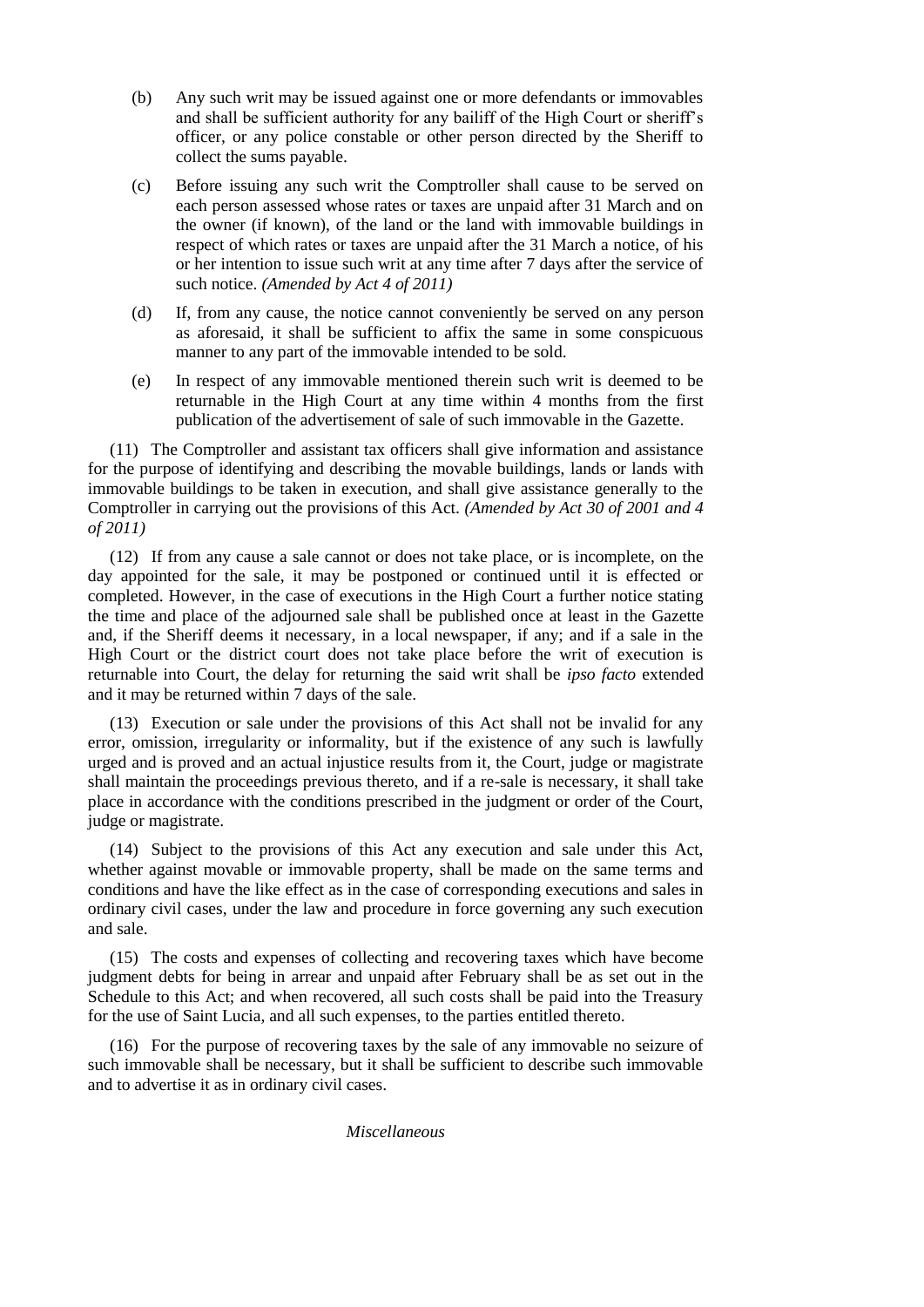(b) Any such writ may be issued against one or more defendants or immovables and shall be sufficient authority for any bailiff of the High Court or sheriff's officer, or any police constable or other person directed by the Sheriff to collect the sums payable.

(c) Before issuing any such writ the Comptroller shall cause to be served on each person assessed whose rates or taxes are unpaid after 31 March and on the owner (if known), of the land or the land with immovable buildings in respect of which rates or taxes are unpaid after the 31 March a notice, of his or her intention to issue such writ at any time after 7 days after the service of such notice. *(Amended by Act 4 of 2011)*

(d) If, from any cause, the notice cannot conveniently be served on any person as aforesaid, it shall be sufficient to affix the same in some conspicuous manner to any part of the immovable intended to be sold.

(e) In respect of any immovable mentioned therein such writ is deemed to be returnable in the High Court at any time within 4 months from the first publication of the advertisement of sale of such immovable in the Gazette.

(11) The Comptroller and assistant tax officers shall give information and assistance for the purpose of identifying and describing the movable buildings, lands or lands with immovable buildings to be taken in execution, and shall give assistance generally to the Comptroller in carrying out the provisions of this Act. *(Amended by Act 30 of 2001 and 4 of 2011)*

(12) If from any cause a sale cannot or does not take place, or is incomplete, on the day appointed for the sale, it may be postponed or continued until it is effected or completed. However, in the case of executions in the High Court a further notice stating the time and place of the adjourned sale shall be published once at least in the Gazette and, if the Sheriff deems it necessary, in a local newspaper, if any; and if a sale in the High Court or the district court does not take place before the writ of execution is returnable into Court, the delay for returning the said writ shall be *ipso facto* extended and it may be returned within 7 days of the sale.

(13) Execution or sale under the provisions of this Act shall not be invalid for any error, omission, irregularity or informality, but if the existence of any such is lawfully urged and is proved and an actual injustice results from it, the Court, judge or magistrate shall maintain the proceedings previous thereto, and if a re-sale is necessary, it shall take place in accordance with the conditions prescribed in the judgment or order of the Court, judge or magistrate.

(14) Subject to the provisions of this Act any execution and sale under this Act, whether against movable or immovable property, shall be made on the same terms and conditions and have the like effect as in the case of corresponding executions and sales in ordinary civil cases, under the law and procedure in force governing any such execution and sale.

(15) The costs and expenses of collecting and recovering taxes which have become judgment debts for being in arrear and unpaid after February shall be as set out in the Schedule to this Act; and when recovered, all such costs shall be paid into the Treasury for the use of Saint Lucia, and all such expenses, to the parties entitled thereto.

(16) For the purpose of recovering taxes by the sale of any immovable no seizure of such immovable shall be necessary, but it shall be sufficient to describe such immovable and to advertise it as in ordinary civil cases.

*Miscellaneous*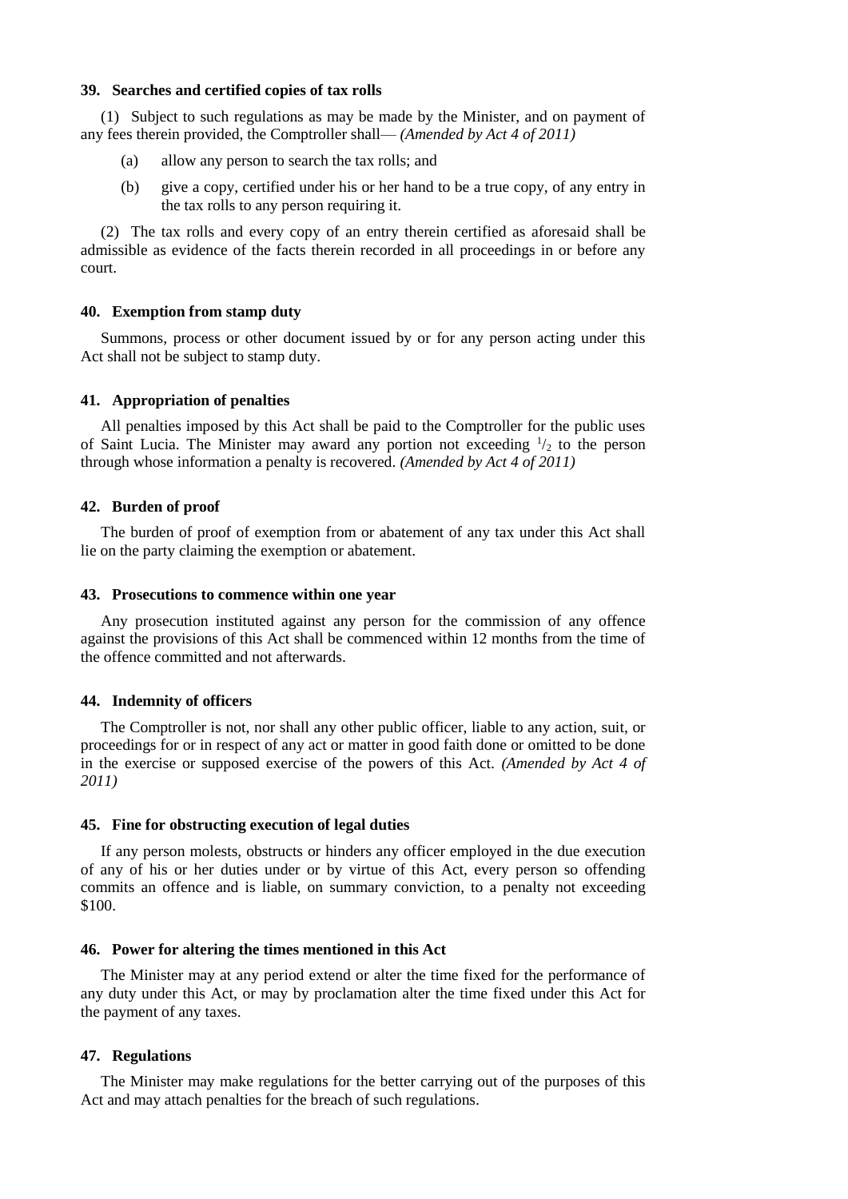#### 39. Searches and certified copies of tax rolls

(1) Subject to such regulations as may be made by the Minister, and on payment of any fees therein provided, the Comptroller shall— *(Amended by Act 4 of 2011)*

- (a) allow any person to search the tax rolls; and
- (b) give a copy, certified under his or her hand to be a true copy, of any entry in the tax rolls to any person requiring it.

(2) The tax rolls and every copy of an entry therein certified as aforesaid shall be admissible as evidence of the facts therein recorded in all proceedings in or before any court.

#### 40. Exemption from stamp duty

Summons, process or other document issued by or for any person acting under this Act shall not be subject to stamp duty.

#### 41. Appropriation of penalties

All penalties imposed by this Act shall be paid to the Comptroller for the public uses of Saint Lucia. The Minister may award any portion not exceeding $^{1}/_{2}$ to the person through whose information a penalty is recovered. *(Amended by Act 4 of 2011)*

#### 42. Burden of proof

The burden of proof of exemption from or abatement of any tax under this Act shall lie on the party claiming the exemption or abatement.

#### 43. Prosecutions to commence within one year

Any prosecution instituted against any person for the commission of any offence against the provisions of this Act shall be commenced within 12 months from the time of the offence committed and not afterwards.

#### 44. Indemnity of officers

The Comptroller is not, nor shall any other public officer, liable to any action, suit, or proceedings for or in respect of any act or matter in good faith done or omitted to be done in the exercise or supposed exercise of the powers of this Act. *(Amended by Act 4 of 2011)*

#### 45. Fine for obstructing execution of legal duties

If any person molests, obstructs or hinders any officer employed in the due execution of any of his or her duties under or by virtue of this Act, every person so offending commits an offence and is liable, on summary conviction, to a penalty not exceeding $100.

#### 46. Power for altering the times mentioned in this Act

The Minister may at any period extend or alter the time fixed for the performance of any duty under this Act, or may by proclamation alter the time fixed under this Act for the payment of any taxes.

#### 47. Regulations

The Minister may make regulations for the better carrying out of the purposes of this Act and may attach penalties for the breach of such regulations.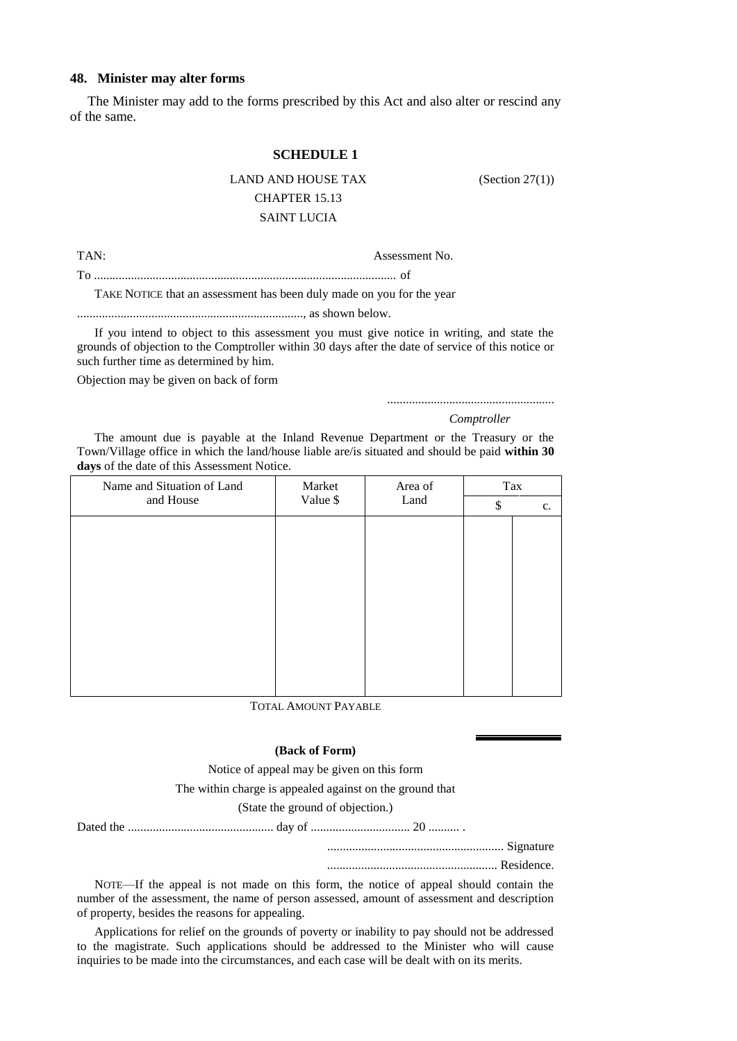### 48. Minister may alter forms

The Minister may add to the forms prescribed by this Act and also alter or rescind any of the same.

## SCHEDULE 1

LAND AND HOUSE TAX (Section 27(1))

CHAPTER 15.13

SAINT LUCIA

TAN: Assessment No.

To ................................................................................................. of

TAKE NOTICE that an assessment has been duly made on you for the year

........................................................................, as shown below.

If you intend to object to this assessment you must give notice in writing, and state the grounds of objection to the Comptroller within 30 days after the date of service of this notice or such further time as determined by him.

Objection may be given on back of form

.....................................................

*Comptroller*

The amount due is payable at the Inland Revenue Department or the Treasury or the Town/Village office in which the land/house liable are/is situated and should be paid **within 30 days** of the date of this Assessment Notice.

| Name and Situation of Land and House | Market Value $ | Area of Land | Tax | |
|---|---|---|---|---|
| | | | $ | c. |
| | | | | |

TOTAL AMOUNT PAYABLE

**(Back of Form)**

Notice of appeal may be given on this form

The within charge is appealed against on the ground that

(State the ground of objection.)

Dated the .............................................. day of ............................... 20 .......... .

........................................................ Signature

...................................................... Residence.

NOTE—If the appeal is not made on this form, the notice of appeal should contain the number of the assessment, the name of person assessed, amount of assessment and description of property, besides the reasons for appealing.

Applications for relief on the grounds of poverty or inability to pay should not be addressed to the magistrate. Such applications should be addressed to the Minister who will cause inquiries to be made into the circumstances, and each case will be dealt with on its merits.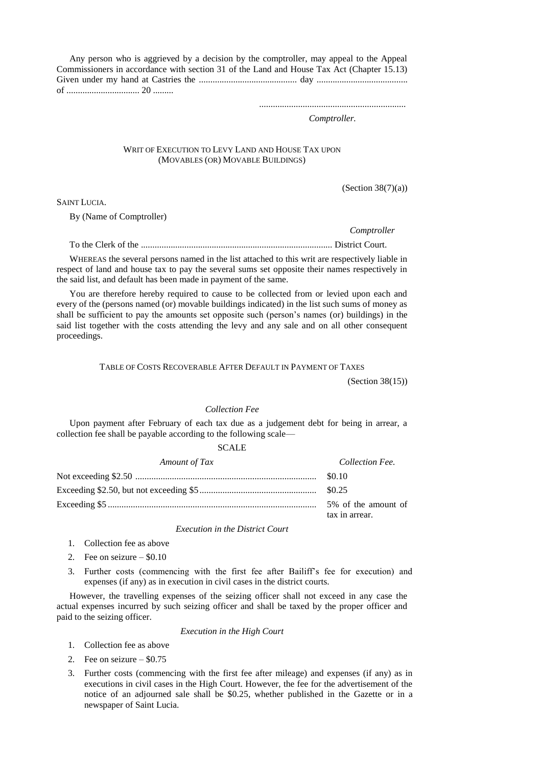Any person who is aggrieved by a decision by the comptroller, may appeal to the Appeal Commissioners in accordance with section 31 of the Land and House Tax Act (Chapter 15.13) Given under my hand at Castries the ........................................... day ........................................ of ................................ 20 .........

................................................................

*Comptroller.*

## WRIT OF EXECUTION TO LEVY LAND AND HOUSE TAX UPON (MOVABLES (OR) MOVABLE BUILDINGS)

(Section 38(7)(a))

SAINT LUCIA.

By (Name of Comptroller)

*Comptroller*

To the Clerk of the ................................................................................... District Court.

WHEREAS the several persons named in the list attached to this writ are respectively liable in respect of land and house tax to pay the several sums set opposite their names respectively in the said list, and default has been made in payment of the same.

You are therefore hereby required to cause to be collected from or levied upon each and every of the (persons named (or) movable buildings indicated) in the list such sums of money as shall be sufficient to pay the amounts set opposite (person's names (or) buildings) in the said list together with the costs attending the levy and any sale and on all other consequent proceedings.

## TABLE OF COSTS RECOVERABLE AFTER DEFAULT IN PAYMENT OF TAXES

(Section 38(15))

### *Collection Fee*

Upon payment after February of each tax due as a judgement debt for being in arrear, a collection fee shall be payable according to the following scale—

SCALE

| *Amount of Tax* | *Collection Fee.* |
|---|---|
| Not exceeding $2.50 | $0.10 |
| Exceeding $2.50, but not exceeding $5 | $0.25 |
| Exceeding $5 | 5% of the amount of tax in arrear. |

### *Execution in the District Court*

1. Collection fee as above
2. Fee on seizure – $0.10
3. Further costs (commencing with the first fee after Bailiff's fee for execution) and expenses (if any) as in execution in civil cases in the district courts.

However, the travelling expenses of the seizing officer shall not exceed in any case the actual expenses incurred by such seizing officer and shall be taxed by the proper officer and paid to the seizing officer.

### *Execution in the High Court*

1. Collection fee as above
2. Fee on seizure – $0.75
3. Further costs (commencing with the first fee after mileage) and expenses (if any) as in executions in civil cases in the High Court. However, the fee for the advertisement of the notice of an adjourned sale shall be $0.25, whether published in the Gazette or in a newspaper of Saint Lucia.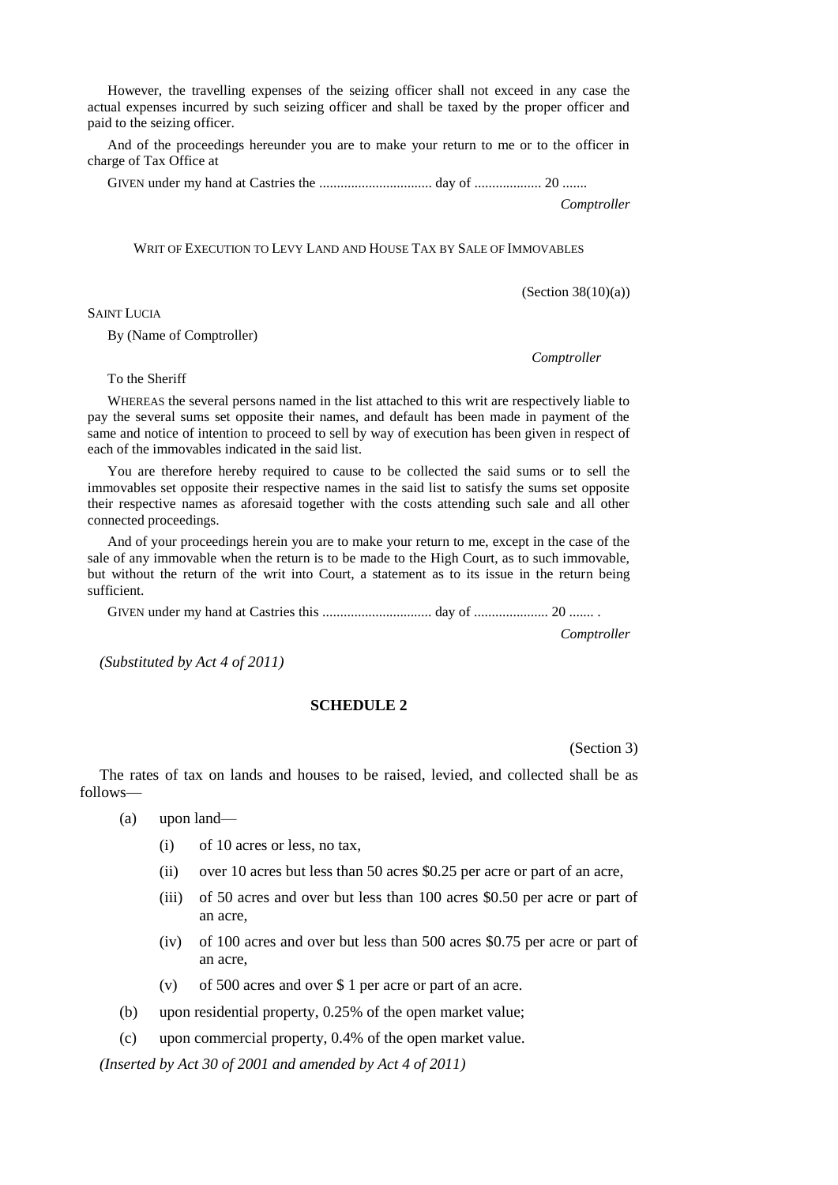However, the travelling expenses of the seizing officer shall not exceed in any case the actual expenses incurred by such seizing officer and shall be taxed by the proper officer and paid to the seizing officer.

And of the proceedings hereunder you are to make your return to me or to the officer in charge of Tax Office at

GIVEN under my hand at Castries the ................................ day of .................. 20 .......

*Comptroller*

WRIT OF EXECUTION TO LEVY LAND AND HOUSE TAX BY SALE OF IMMOVABLES

(Section 38(10)(a))

SAINT LUCIA

By (Name of Comptroller)

*Comptroller*

To the Sheriff

WHEREAS the several persons named in the list attached to this writ are respectively liable to pay the several sums set opposite their names, and default has been made in payment of the same and notice of intention to proceed to sell by way of execution has been given in respect of each of the immovables indicated in the said list.

You are therefore hereby required to cause to be collected the said sums or to sell the immovables set opposite their respective names in the said list to satisfy the sums set opposite their respective names as aforesaid together with the costs attending such sale and all other connected proceedings.

And of your proceedings herein you are to make your return to me, except in the case of the sale of any immovable when the return is to be made to the High Court, as to such immovable, but without the return of the writ into Court, a statement as to its issue in the return being sufficient.

GIVEN under my hand at Castries this ............................... day of ..................... 20 ....... .

*Comptroller*

*(Substituted by Act 4 of 2011)*

## SCHEDULE 2

(Section 3)

The rates of tax on lands and houses to be raised, levied, and collected shall be as follows—

(a) upon land—

 (i) of 10 acres or less, no tax,

 (ii) over 10 acres but less than 50 acres $0.25 per acre or part of an acre,

 (iii) of 50 acres and over but less than 100 acres $0.50 per acre or part of an acre,

 (iv) of 100 acres and over but less than 500 acres $0.75 per acre or part of an acre,

 (v) of 500 acres and over $ 1 per acre or part of an acre.

(b) upon residential property, 0.25% of the open market value;

(c) upon commercial property, 0.4% of the open market value.

*(Inserted by Act 30 of 2001 and amended by Act 4 of 2011)*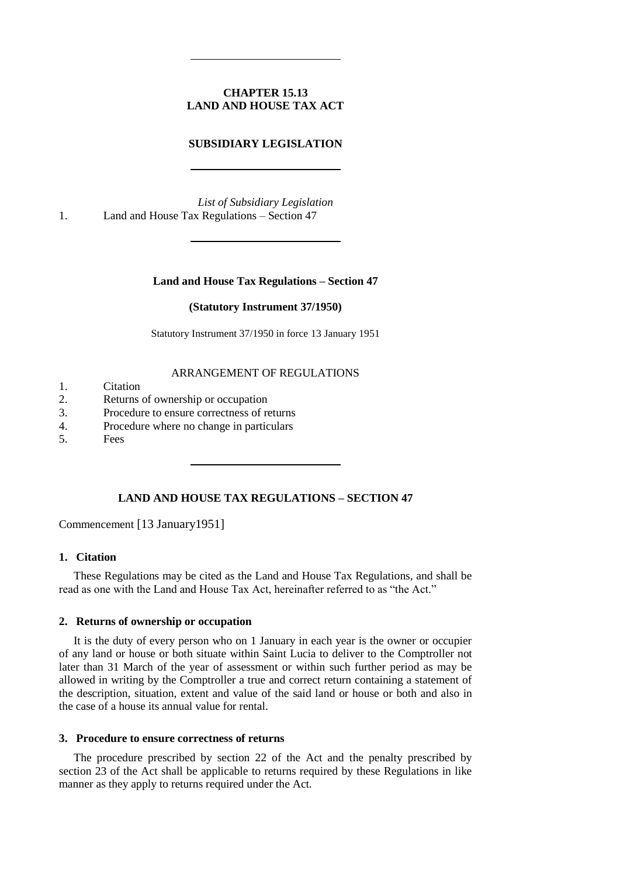---

**CHAPTER 15.13**
**LAND AND HOUSE TAX ACT**

**SUBSIDIARY LEGISLATION**

---

*List of Subsidiary Legislation*

1. Land and House Tax Regulations – Section 47

---

**Land and House Tax Regulations – Section 47**

**(Statutory Instrument 37/1950)**

Statutory Instrument 37/1950 in force 13 January 1951

ARRANGEMENT OF REGULATIONS

1. Citation
2. Returns of ownership or occupation
3. Procedure to ensure correctness of returns
4. Procedure where no change in particulars
5. Fees

---

## LAND AND HOUSE TAX REGULATIONS – SECTION 47

Commencement [13 January1951]

### 1. Citation

These Regulations may be cited as the Land and House Tax Regulations, and shall be read as one with the Land and House Tax Act, hereinafter referred to as "the Act."

### 2. Returns of ownership or occupation

It is the duty of every person who on 1 January in each year is the owner or occupier of any land or house or both situate within Saint Lucia to deliver to the Comptroller not later than 31 March of the year of assessment or within such further period as may be allowed in writing by the Comptroller a true and correct return containing a statement of the description, situation, extent and value of the said land or house or both and also in the case of a house its annual value for rental.

### 3. Procedure to ensure correctness of returns

The procedure prescribed by section 22 of the Act and the penalty prescribed by section 23 of the Act shall be applicable to returns required by these Regulations in like manner as they apply to returns required under the Act.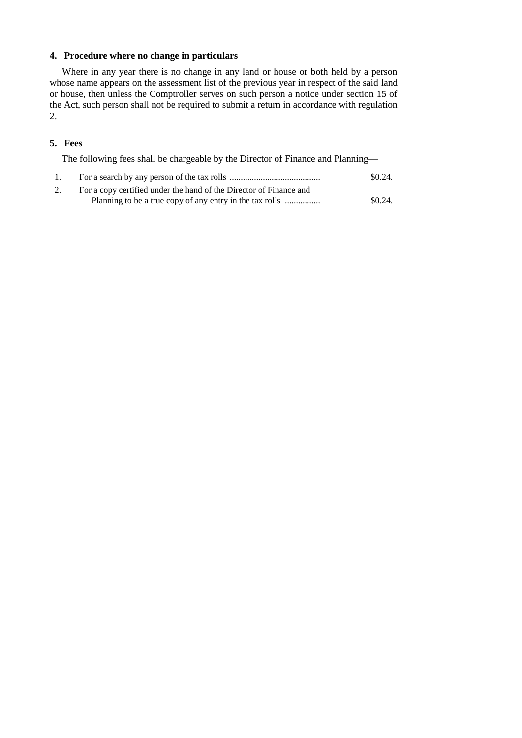### 4. Procedure where no change in particulars

Where in any year there is no change in any land or house or both held by a person whose name appears on the assessment list of the previous year in respect of the said land or house, then unless the Comptroller serves on such person a notice under section 15 of the Act, such person shall not be required to submit a return in accordance with regulation 2.

### 5. Fees

The following fees shall be chargeable by the Director of Finance and Planning—

| | | |
|---|---|---|
| 1. | For a search by any person of the tax rolls ......................................... | $0.24. |
| 2. | For a copy certified under the hand of the Director of Finance and Planning to be a true copy of any entry in the tax rolls ................ | $0.24. |